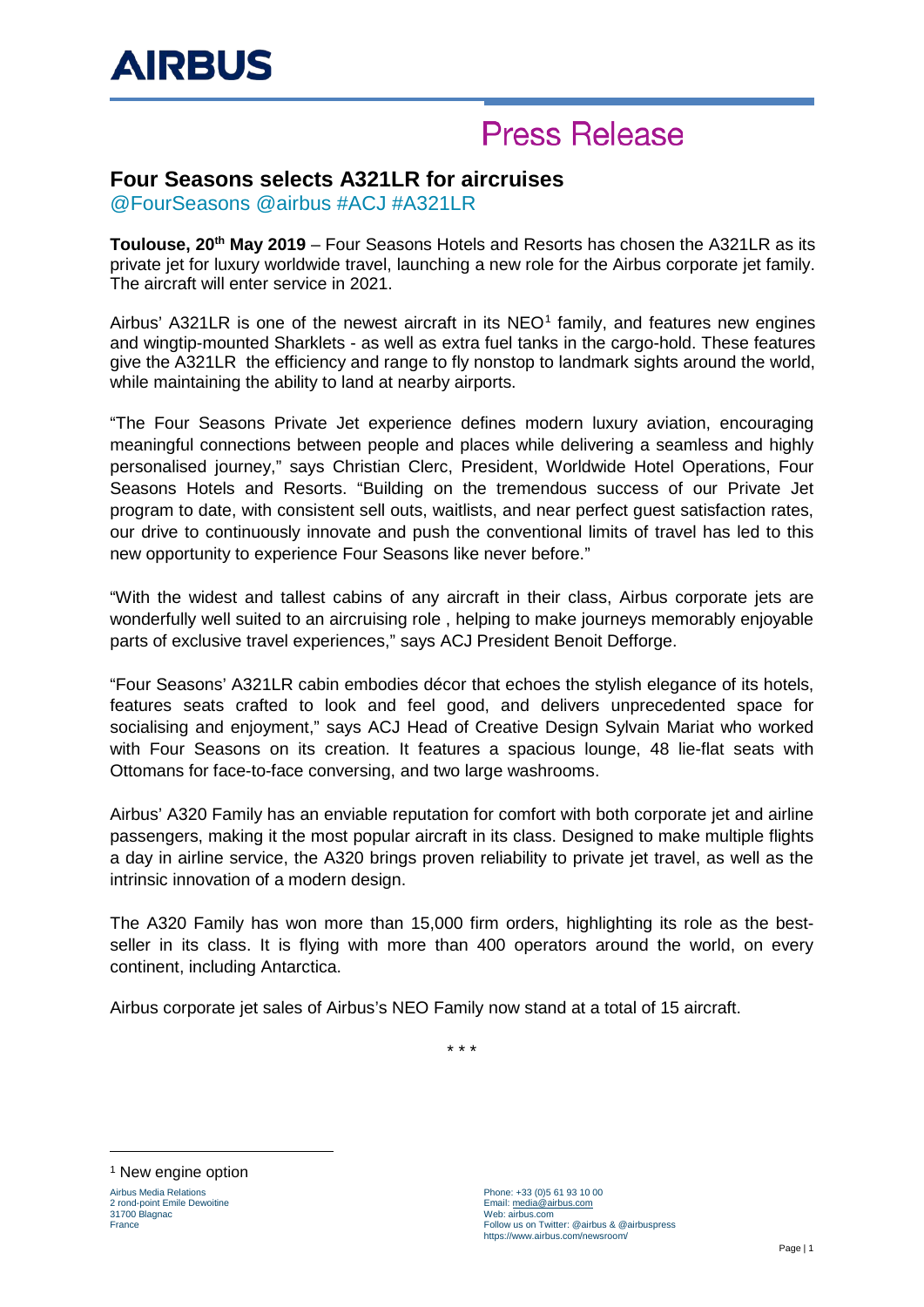AIRBUS

# Press Release

## Four Seasons selects A321LR for aircruises

@FourSeasons @airbus #ACJ #A321LR

**Toulouse, 20th May 2019** – Four Seasons Hotels and Resorts has chosen the A321LR as its private jet for luxury worldwide travel, launching a new role for the Airbus corporate jet family. The aircraft will enter service in 2021.

Airbus' A321LR is one of the newest aircraft in its NEO[1] family, and features new engines and wingtip-mounted Sharklets - as well as extra fuel tanks in the cargo-hold. These features give the A321LR the efficiency and range to fly nonstop to landmark sights around the world, while maintaining the ability to land at nearby airports.

"The Four Seasons Private Jet experience defines modern luxury aviation, encouraging meaningful connections between people and places while delivering a seamless and highly personalised journey," says Christian Clerc, President, Worldwide Hotel Operations, Four Seasons Hotels and Resorts. "Building on the tremendous success of our Private Jet program to date, with consistent sell outs, waitlists, and near perfect guest satisfaction rates, our drive to continuously innovate and push the conventional limits of travel has led to this new opportunity to experience Four Seasons like never before."

"With the widest and tallest cabins of any aircraft in their class, Airbus corporate jets are wonderfully well suited to an aircruising role , helping to make journeys memorably enjoyable parts of exclusive travel experiences," says ACJ President Benoit Defforge.

"Four Seasons' A321LR cabin embodies décor that echoes the stylish elegance of its hotels, features seats crafted to look and feel good, and delivers unprecedented space for socialising and enjoyment," says ACJ Head of Creative Design Sylvain Mariat who worked with Four Seasons on its creation. It features a spacious lounge, 48 lie-flat seats with Ottomans for face-to-face conversing, and two large washrooms.

Airbus' A320 Family has an enviable reputation for comfort with both corporate jet and airline passengers, making it the most popular aircraft in its class. Designed to make multiple flights a day in airline service, the A320 brings proven reliability to private jet travel, as well as the intrinsic innovation of a modern design.

The A320 Family has won more than 15,000 firm orders, highlighting its role as the best-seller in its class. It is flying with more than 400 operators around the world, on every continent, including Antarctica.

Airbus corporate jet sales of Airbus's NEO Family now stand at a total of 15 aircraft.

\* \* \*

[1] New engine option

Airbus Media Relations
2 rond-point Emile Dewoitine
31700 Blagnac
France

Phone: +33 (0)5 61 93 10 00
Email: media@airbus.com
Web: airbus.com
Follow us on Twitter: @airbus & @airbuspress
https://www.airbus.com/newsroom/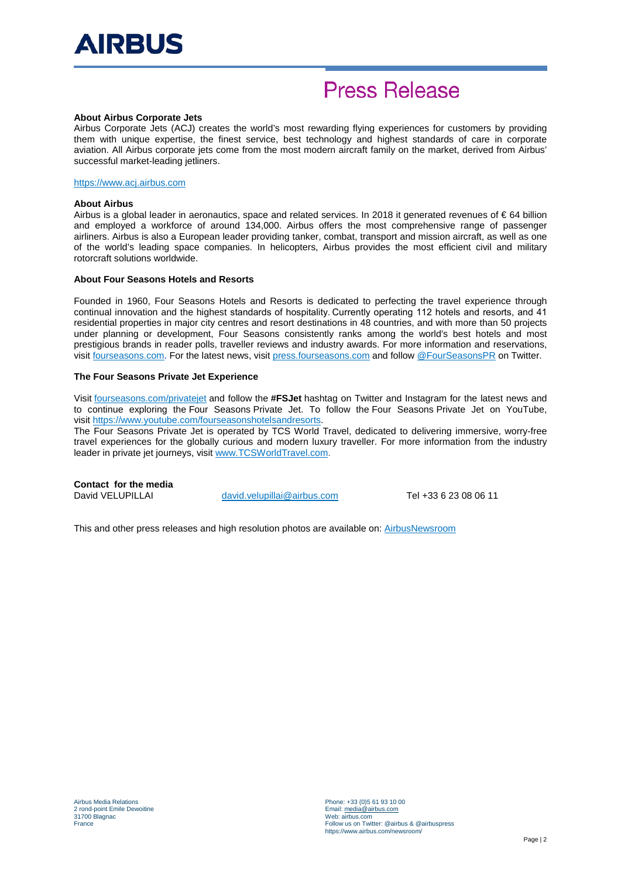**About Airbus Corporate Jets**

Airbus Corporate Jets (ACJ) creates the world's most rewarding flying experiences for customers by providing them with unique expertise, the finest service, best technology and highest standards of care in corporate aviation. All Airbus corporate jets come from the most modern aircraft family on the market, derived from Airbus' successful market-leading jetliners.

https://www.acj.airbus.com

**About Airbus**

Airbus is a global leader in aeronautics, space and related services. In 2018 it generated revenues of € 64 billion and employed a workforce of around 134,000. Airbus offers the most comprehensive range of passenger airliners. Airbus is also a European leader providing tanker, combat, transport and mission aircraft, as well as one of the world's leading space companies. In helicopters, Airbus provides the most efficient civil and military rotorcraft solutions worldwide.

**About Four Seasons Hotels and Resorts**

Founded in 1960, Four Seasons Hotels and Resorts is dedicated to perfecting the travel experience through continual innovation and the highest standards of hospitality. Currently operating 112 hotels and resorts, and 41 residential properties in major city centres and resort destinations in 48 countries, and with more than 50 projects under planning or development, Four Seasons consistently ranks among the world's best hotels and most prestigious brands in reader polls, traveller reviews and industry awards. For more information and reservations, visit fourseasons.com. For the latest news, visit press.fourseasons.com and follow @FourSeasonsPR on Twitter.

**The Four Seasons Private Jet Experience**

Visit fourseasons.com/privatejet and follow the **#FSJet** hashtag on Twitter and Instagram for the latest news and to continue exploring the Four Seasons Private Jet. To follow the Four Seasons Private Jet on YouTube, visit https://www.youtube.com/fourseasonshotelsandresorts.

The Four Seasons Private Jet is operated by TCS World Travel, dedicated to delivering immersive, worry-free travel experiences for the globally curious and modern luxury traveller. For more information from the industry leader in private jet journeys, visit www.TCSWorldTravel.com.

**Contact for the media**

David VELUPILLAI    david.velupillai@airbus.com    Tel +33 6 23 08 06 11

This and other press releases and high resolution photos are available on: AirbusNewsroom

Airbus Media Relations
2 rond-point Emile Dewoitine
31700 Blagnac
France

Phone: +33 (0)5 61 93 10 00
Email: media@airbus.com
Web: airbus.com
Follow us on Twitter: @airbus & @airbuspress
https://www.airbus.com/newsroom/